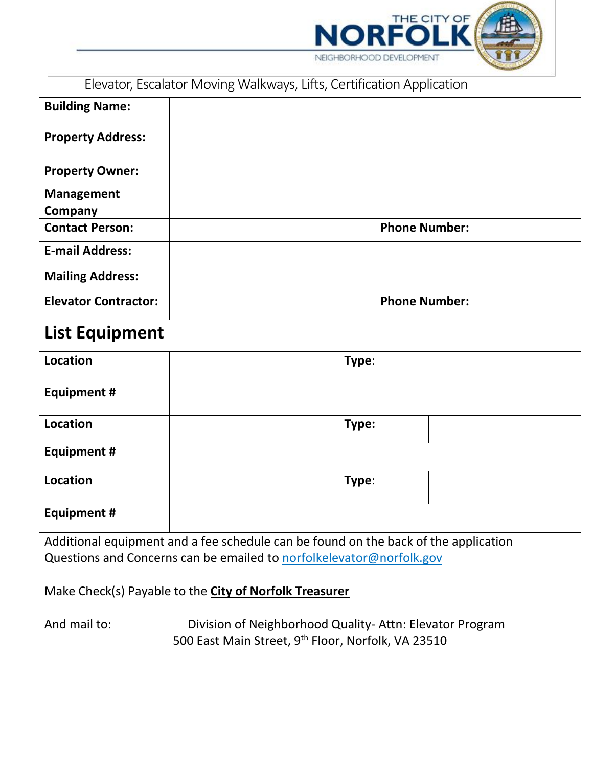THE CITY OF NORFOLK
NEIGHBORHOOD DEVELOPMENT

# Elevator, Escalator Moving Walkways, Lifts, Certification Application

| | | | |
|---|---|---|---|
| **Building Name:** | | | |
| **Property Address:** | | | |
| **Property Owner:** | | | |
| **Management Company** | | | |
| **Contact Person:** | | **Phone Number:** | |
| **E-mail Address:** | | | |
| **Mailing Address:** | | | |
| **Elevator Contractor:** | | **Phone Number:** | |

## List Equipment

| | | | |
|---|---|---|---|
| **Location** | | **Type**: | |
| **Equipment #** | | | |
| **Location** | | **Type:** | |
| **Equipment #** | | | |
| **Location** | | **Type**: | |
| **Equipment #** | | | |

Additional equipment and a fee schedule can be found on the back of the application
Questions and Concerns can be emailed to norfolkelevator@norfolk.gov

Make Check(s) Payable to the **City of Norfolk Treasurer**

And mail to: Division of Neighborhood Quality- Attn: Elevator Program
500 East Main Street, 9th Floor, Norfolk, VA 23510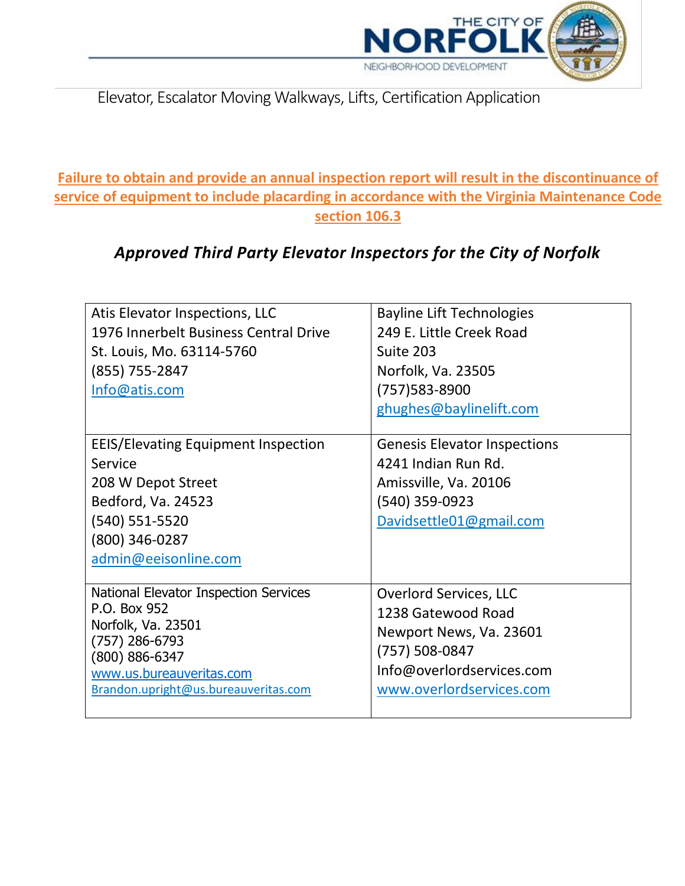THE CITY OF NORFOLK
NEIGHBORHOOD DEVELOPMENT

Elevator, Escalator Moving Walkways, Lifts, Certification Application

**Failure to obtain and provide an annual inspection report will result in the discontinuance of service of equipment to include placarding in accordance with the Virginia Maintenance Code section 106.3**

## *Approved Third Party Elevator Inspectors for the City of Norfolk*

| | |
|---|---|
| Atis Elevator Inspections, LLC<br>1976 Innerbelt Business Central Drive<br>St. Louis, Mo. 63114-5760<br>(855) 755-2847<br>Info@atis.com | Bayline Lift Technologies<br>249 E. Little Creek Road<br>Suite 203<br>Norfolk, Va. 23505<br>(757)583-8900<br>ghughes@baylinelift.com |
| EEIS/Elevating Equipment Inspection Service<br>208 W Depot Street<br>Bedford, Va. 24523<br>(540) 551-5520<br>(800) 346-0287<br>admin@eeisonline.com | Genesis Elevator Inspections<br>4241 Indian Run Rd.<br>Amissville, Va. 20106<br>(540) 359-0923<br>Davidsettle01@gmail.com |
| National Elevator Inspection Services<br>P.O. Box 952<br>Norfolk, Va. 23501<br>(757) 286-6793<br>(800) 886-6347<br>www.us.bureauveritas.com<br>Brandon.upright@us.bureauveritas.com | Overlord Services, LLC<br>1238 Gatewood Road<br>Newport News, Va. 23601<br>(757) 508-0847<br>Info@overlordservices.com<br>www.overlordservices.com |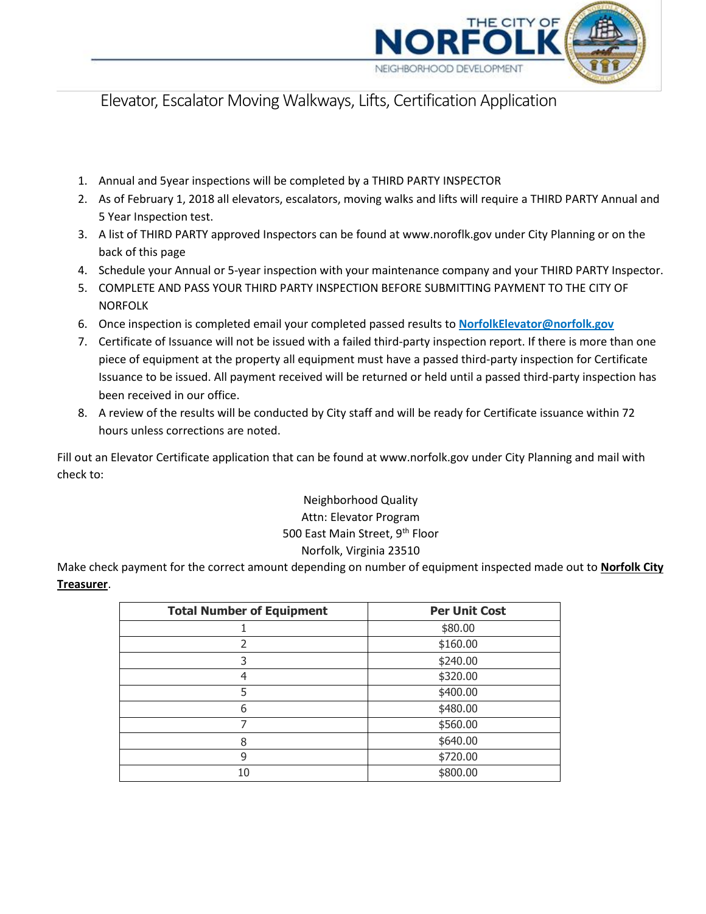THE CITY OF NORFOLK
NEIGHBORHOOD DEVELOPMENT

# Elevator, Escalator Moving Walkways, Lifts, Certification Application

1. Annual and 5year inspections will be completed by a THIRD PARTY INSPECTOR
2. As of February 1, 2018 all elevators, escalators, moving walks and lifts will require a THIRD PARTY Annual and 5 Year Inspection test.
3. A list of THIRD PARTY approved Inspectors can be found at www.noroflk.gov under City Planning or on the back of this page
4. Schedule your Annual or 5-year inspection with your maintenance company and your THIRD PARTY Inspector.
5. COMPLETE AND PASS YOUR THIRD PARTY INSPECTION BEFORE SUBMITTING PAYMENT TO THE CITY OF NORFOLK
6. Once inspection is completed email your completed passed results to **NorfolkElevator@norfolk.gov**
7. Certificate of Issuance will not be issued with a failed third-party inspection report. If there is more than one piece of equipment at the property all equipment must have a passed third-party inspection for Certificate Issuance to be issued. All payment received will be returned or held until a passed third-party inspection has been received in our office.
8. A review of the results will be conducted by City staff and will be ready for Certificate issuance within 72 hours unless corrections are noted.

Fill out an Elevator Certificate application that can be found at www.norfolk.gov under City Planning and mail with check to:

Neighborhood Quality
Attn: Elevator Program
500 East Main Street, 9th Floor
Norfolk, Virginia 23510

Make check payment for the correct amount depending on number of equipment inspected made out to **Norfolk City Treasurer**.

| Total Number of Equipment | Per Unit Cost |
|---|---|
| 1 | $80.00 |
| 2 | $160.00 |
| 3 | $240.00 |
| 4 | $320.00 |
| 5 | $400.00 |
| 6 | $480.00 |
| 7 | $560.00 |
| 8 | $640.00 |
| 9 | $720.00 |
| 10 | $800.00 |